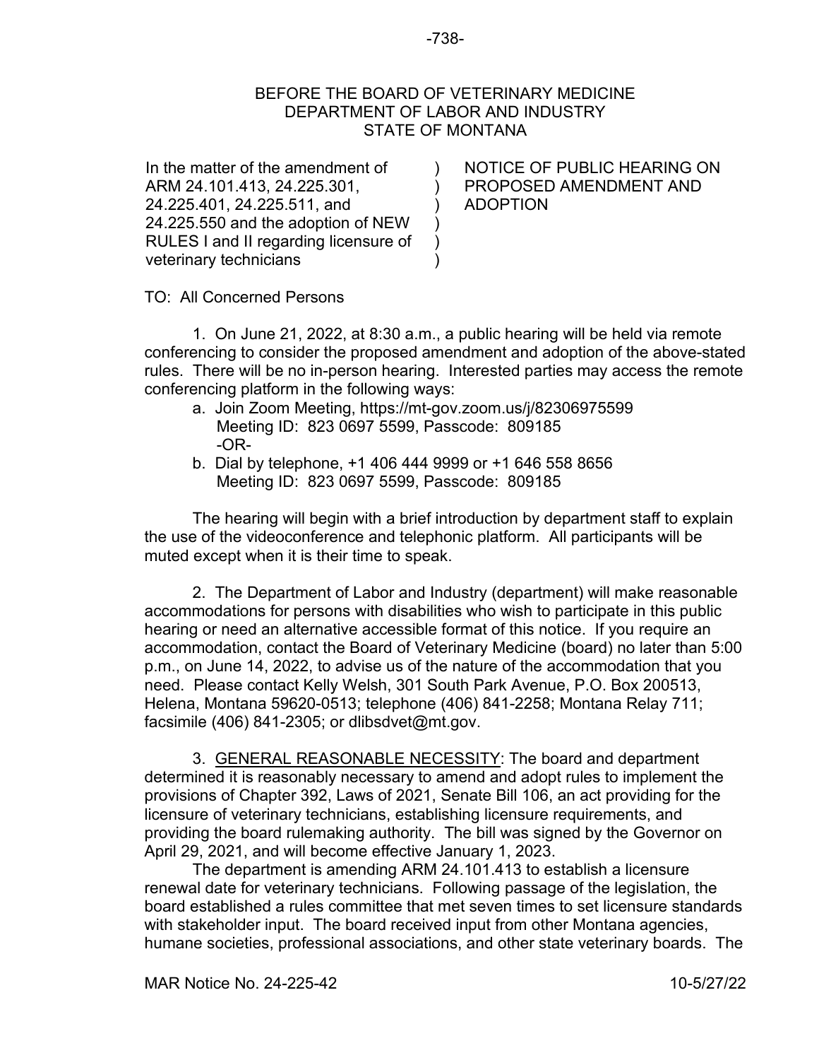BEFORE THE BOARD OF VETERINARY MEDICINE
DEPARTMENT OF LABOR AND INDUSTRY
STATE OF MONTANA

| | | |
|---|---|---|
| In the matter of the amendment of ARM 24.101.413, 24.225.301, 24.225.401, 24.225.511, and 24.225.550 and the adoption of NEW RULES I and II regarding licensure of veterinary technicians | ) ) ) ) ) ) | NOTICE OF PUBLIC HEARING ON PROPOSED AMENDMENT AND ADOPTION |

TO: All Concerned Persons

1. On June 21, 2022, at 8:30 a.m., a public hearing will be held via remote conferencing to consider the proposed amendment and adoption of the above-stated rules. There will be no in-person hearing. Interested parties may access the remote conferencing platform in the following ways:

   a. Join Zoom Meeting, https://mt-gov.zoom.us/j/82306975599
   Meeting ID: 823 0697 5599, Passcode: 809185
   -OR-

   b. Dial by telephone, +1 406 444 9999 or +1 646 558 8656
   Meeting ID: 823 0697 5599, Passcode: 809185

The hearing will begin with a brief introduction by department staff to explain the use of the videoconference and telephonic platform. All participants will be muted except when it is their time to speak.

2. The Department of Labor and Industry (department) will make reasonable accommodations for persons with disabilities who wish to participate in this public hearing or need an alternative accessible format of this notice. If you require an accommodation, contact the Board of Veterinary Medicine (board) no later than 5:00 p.m., on June 14, 2022, to advise us of the nature of the accommodation that you need. Please contact Kelly Welsh, 301 South Park Avenue, P.O. Box 200513, Helena, Montana 59620-0513; telephone (406) 841-2258; Montana Relay 711; facsimile (406) 841-2305; or dlibsdvet@mt.gov.

3. GENERAL REASONABLE NECESSITY: The board and department determined it is reasonably necessary to amend and adopt rules to implement the provisions of Chapter 392, Laws of 2021, Senate Bill 106, an act providing for the licensure of veterinary technicians, establishing licensure requirements, and providing the board rulemaking authority. The bill was signed by the Governor on April 29, 2021, and will become effective January 1, 2023.

The department is amending ARM 24.101.413 to establish a licensure renewal date for veterinary technicians. Following passage of the legislation, the board established a rules committee that met seven times to set licensure standards with stakeholder input. The board received input from other Montana agencies, humane societies, professional associations, and other state veterinary boards. The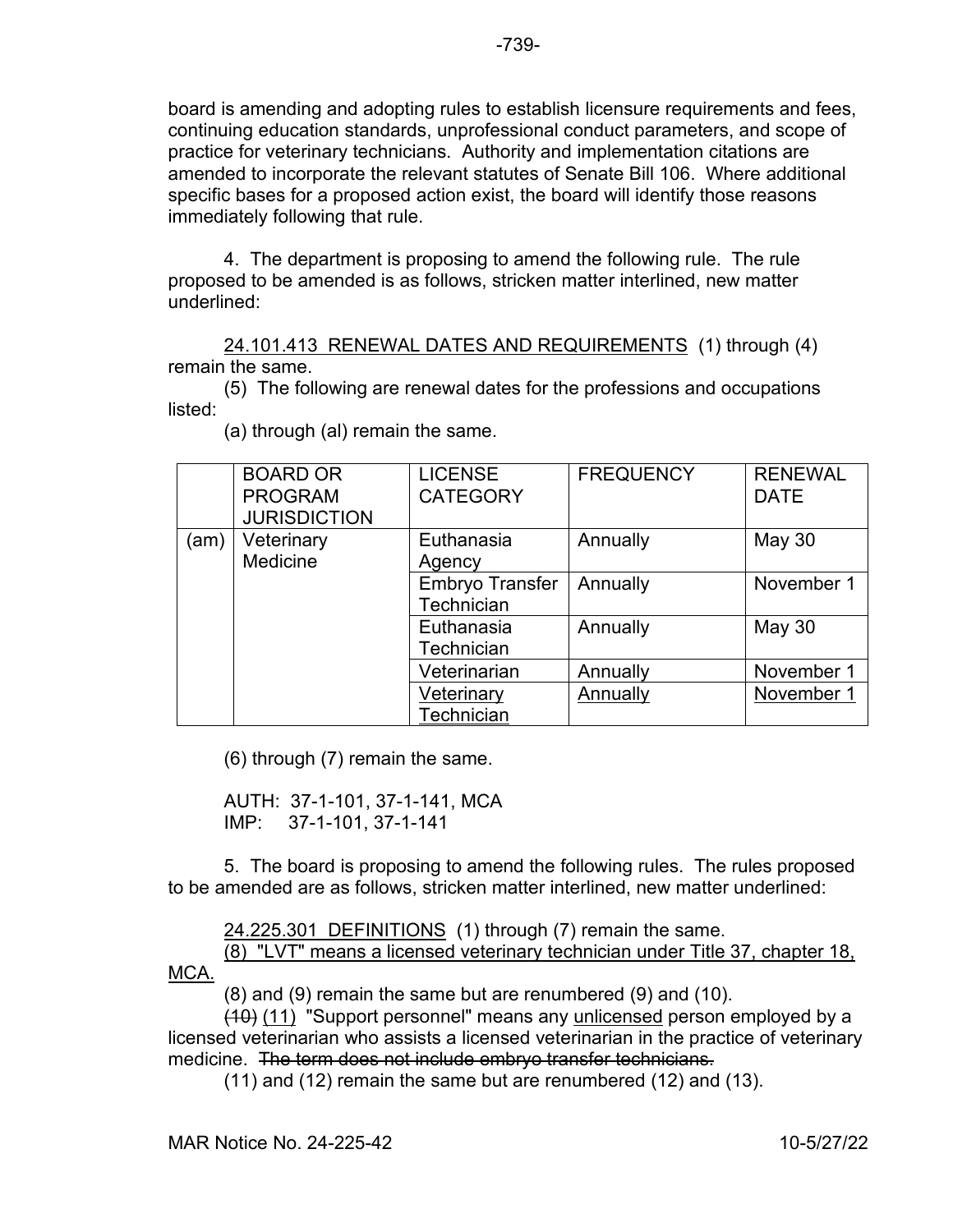board is amending and adopting rules to establish licensure requirements and fees, continuing education standards, unprofessional conduct parameters, and scope of practice for veterinary technicians. Authority and implementation citations are amended to incorporate the relevant statutes of Senate Bill 106. Where additional specific bases for a proposed action exist, the board will identify those reasons immediately following that rule.

4. The department is proposing to amend the following rule. The rule proposed to be amended is as follows, stricken matter interlined, new matter underlined:

<u>24.101.413 RENEWAL DATES AND REQUIREMENTS</u> (1) through (4) remain the same.

(5) The following are renewal dates for the professions and occupations listed:

(a) through (al) remain the same.

| | BOARD OR PROGRAM JURISDICTION | LICENSE CATEGORY | FREQUENCY | RENEWAL DATE |
|---|---|---|---|---|
| (am) | Veterinary Medicine | Euthanasia Agency | Annually | May 30 |
| | | Embryo Transfer Technician | Annually | November 1 |
| | | Euthanasia Technician | Annually | May 30 |
| | | Veterinarian | Annually | November 1 |
| | | <u>Veterinary Technician</u> | <u>Annually</u> | <u>November 1</u> |

(6) through (7) remain the same.

AUTH: 37-1-101, 37-1-141, MCA
IMP: 37-1-101, 37-1-141

5. The board is proposing to amend the following rules. The rules proposed to be amended are as follows, stricken matter interlined, new matter underlined:

<u>24.225.301 DEFINITIONS</u> (1) through (7) remain the same.

<u>(8) "LVT" means a licensed veterinary technician under Title 37, chapter 18, MCA.</u>

(8) and (9) remain the same but are renumbered (9) and (10).

~~(10)~~ <u>(11)</u> "Support personnel" means any <u>unlicensed</u> person employed by a licensed veterinarian who assists a licensed veterinarian in the practice of veterinary medicine. ~~The term does not include embryo transfer technicians.~~

(11) and (12) remain the same but are renumbered (12) and (13).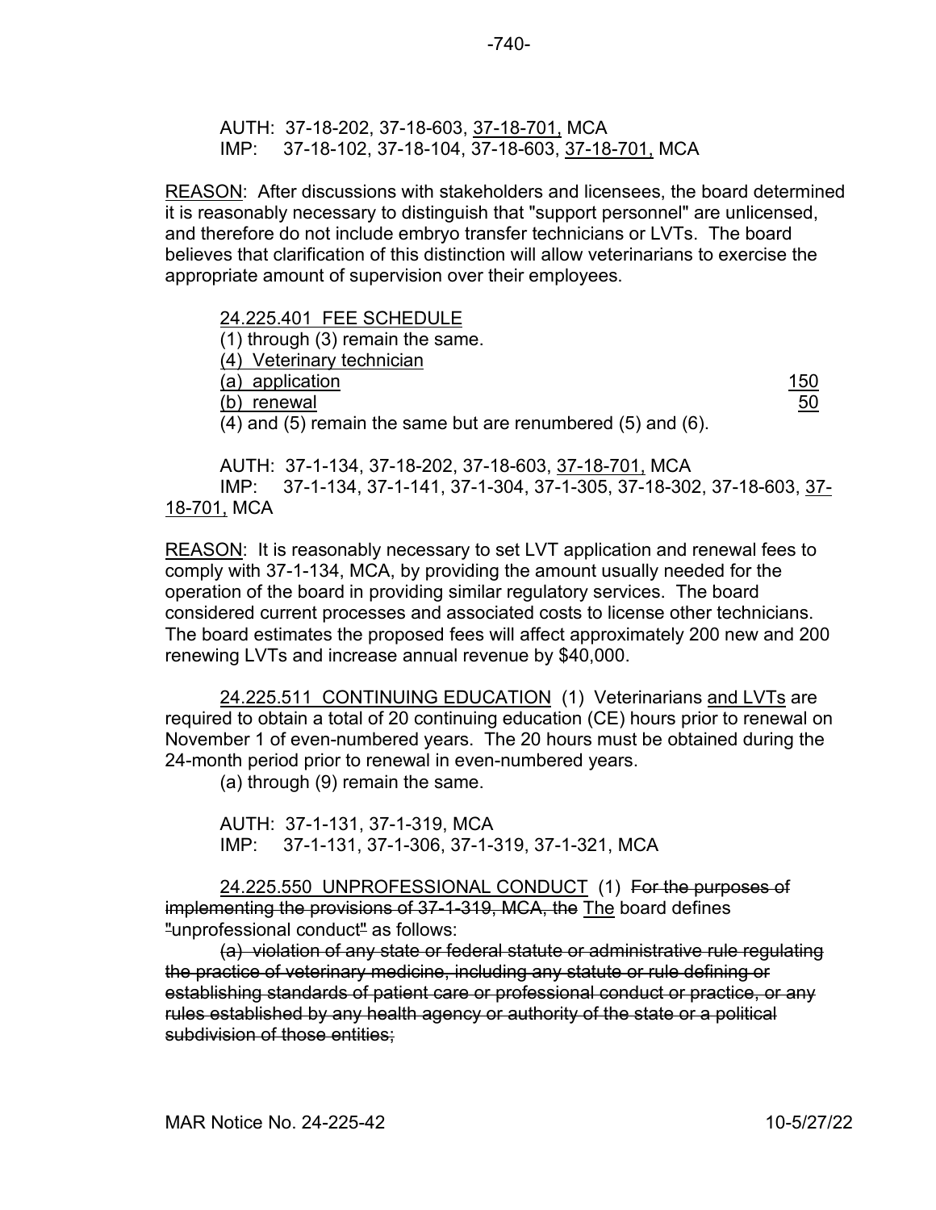AUTH: 37-18-202, 37-18-603, <u>37-18-701,</u> MCA
IMP: 37-18-102, 37-18-104, 37-18-603, <u>37-18-701,</u> MCA

<u>REASON</u>: After discussions with stakeholders and licensees, the board determined it is reasonably necessary to distinguish that "support personnel" are unlicensed, and therefore do not include embryo transfer technicians or LVTs. The board believes that clarification of this distinction will allow veterinarians to exercise the appropriate amount of supervision over their employees.

<u>24.225.401 FEE SCHEDULE</u>
(1) through (3) remain the same.
<u>(4) Veterinary technician</u>
<u>(a) application</u> <u>150</u>
<u>(b) renewal</u> <u>50</u>
(4) and (5) remain the same but are renumbered (5) and (6).

AUTH: 37-1-134, 37-18-202, 37-18-603, <u>37-18-701,</u> MCA
IMP: 37-1-134, 37-1-141, 37-1-304, 37-1-305, 37-18-302, 37-18-603, <u>37-18-701,</u> MCA

<u>REASON</u>: It is reasonably necessary to set LVT application and renewal fees to comply with 37-1-134, MCA, by providing the amount usually needed for the operation of the board in providing similar regulatory services. The board considered current processes and associated costs to license other technicians. The board estimates the proposed fees will affect approximately 200 new and 200 renewing LVTs and increase annual revenue by $40,000.

<u>24.225.511 CONTINUING EDUCATION</u> (1) Veterinarians <u>and LVTs</u> are required to obtain a total of 20 continuing education (CE) hours prior to renewal on November 1 of even-numbered years. The 20 hours must be obtained during the 24-month period prior to renewal in even-numbered years.
(a) through (9) remain the same.

AUTH: 37-1-131, 37-1-319, MCA
IMP: 37-1-131, 37-1-306, 37-1-319, 37-1-321, MCA

<u>24.225.550 UNPROFESSIONAL CONDUCT</u> (1) ~~For the purposes of implementing the provisions of 37-1-319, MCA, the~~ <u>The</u> board defines ~~"~~unprofessional conduct~~"~~ as follows:

~~(a) violation of any state or federal statute or administrative rule regulating the practice of veterinary medicine, including any statute or rule defining or establishing standards of patient care or professional conduct or practice, or any rules established by any health agency or authority of the state or a political subdivision of those entities;~~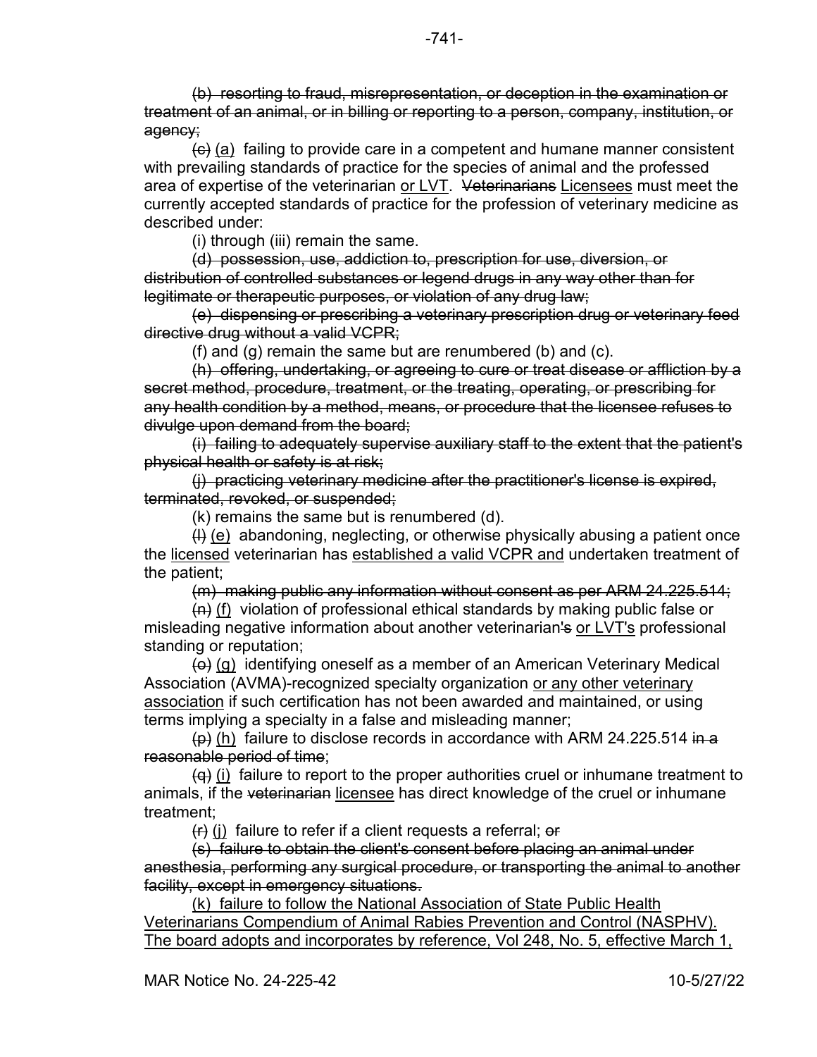~~(b) resorting to fraud, misrepresentation, or deception in the examination or treatment of an animal, or in billing or reporting to a person, company, institution, or agency;~~

~~(c)~~ <u>(a)</u> failing to provide care in a competent and humane manner consistent with prevailing standards of practice for the species of animal and the professed area of expertise of the veterinarian <u>or LVT</u>. ~~Veterinarians~~ <u>Licensees</u> must meet the currently accepted standards of practice for the profession of veterinary medicine as described under:

(i) through (iii) remain the same.

~~(d) possession, use, addiction to, prescription for use, diversion, or distribution of controlled substances or legend drugs in any way other than for legitimate or therapeutic purposes, or violation of any drug law;~~

~~(e) dispensing or prescribing a veterinary prescription drug or veterinary feed directive drug without a valid VCPR;~~

(f) and (g) remain the same but are renumbered (b) and (c).

~~(h) offering, undertaking, or agreeing to cure or treat disease or affliction by a secret method, procedure, treatment, or the treating, operating, or prescribing for any health condition by a method, means, or procedure that the licensee refuses to divulge upon demand from the board;~~

~~(i) failing to adequately supervise auxiliary staff to the extent that the patient's physical health or safety is at risk;~~

~~(j) practicing veterinary medicine after the practitioner's license is expired, terminated, revoked, or suspended;~~

(k) remains the same but is renumbered (d).

~~(l)~~ <u>(e)</u> abandoning, neglecting, or otherwise physically abusing a patient once the <u>licensed</u> veterinarian has <u>established a valid VCPR and</u> undertaken treatment of the patient;

~~(m) making public any information without consent as per ARM 24.225.514;~~

~~(n)~~ <u>(f)</u> violation of professional ethical standards by making public false or misleading negative information about another veterinarian~~'s~~ <u>or LVT's</u> professional standing or reputation;

~~(o)~~ <u>(g)</u> identifying oneself as a member of an American Veterinary Medical Association (AVMA)-recognized specialty organization <u>or any other veterinary association</u> if such certification has not been awarded and maintained, or using terms implying a specialty in a false and misleading manner;

~~(p)~~ <u>(h)</u> failure to disclose records in accordance with ARM 24.225.514 ~~in a reasonable period of time~~;

~~(q)~~ <u>(i)</u> failure to report to the proper authorities cruel or inhumane treatment to animals, if the ~~veterinarian~~ <u>licensee</u> has direct knowledge of the cruel or inhumane treatment;

~~(r)~~ <u>(j)</u> failure to refer if a client requests a referral; ~~or~~

~~(s) failure to obtain the client's consent before placing an animal under anesthesia, performing any surgical procedure, or transporting the animal to another facility, except in emergency situations.~~

<u>(k) failure to follow the National Association of State Public Health Veterinarians Compendium of Animal Rabies Prevention and Control (NASPHV). The board adopts and incorporates by reference, Vol 248, No. 5, effective March 1,</u>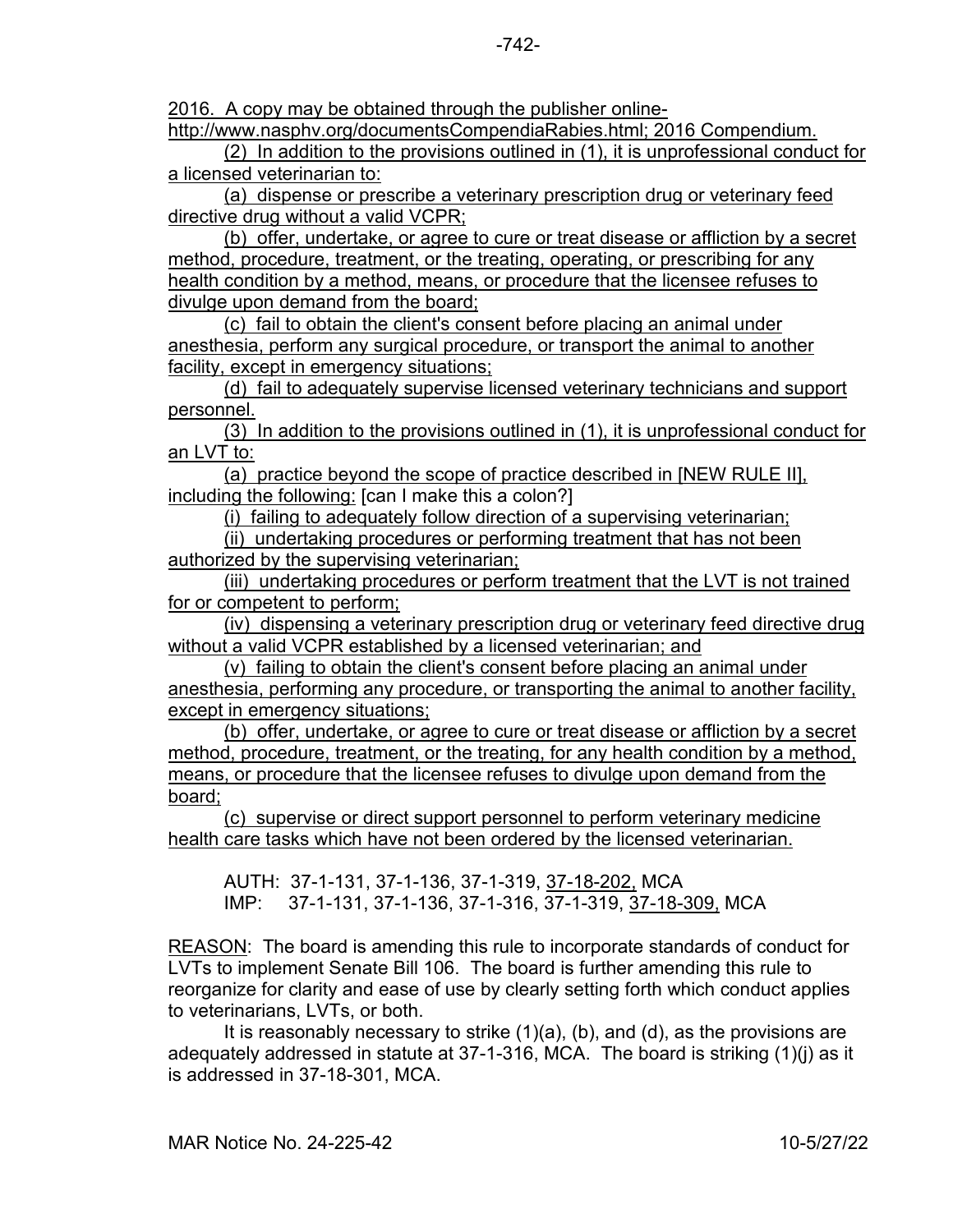2016. A copy may be obtained through the publisher online-http://www.nasphv.org/documentsCompendiaRabies.html; 2016 Compendium.

(2) In addition to the provisions outlined in (1), it is unprofessional conduct for a licensed veterinarian to:

(a) dispense or prescribe a veterinary prescription drug or veterinary feed directive drug without a valid VCPR;

(b) offer, undertake, or agree to cure or treat disease or affliction by a secret method, procedure, treatment, or the treating, operating, or prescribing for any health condition by a method, means, or procedure that the licensee refuses to divulge upon demand from the board;

(c) fail to obtain the client's consent before placing an animal under anesthesia, perform any surgical procedure, or transport the animal to another facility, except in emergency situations;

(d) fail to adequately supervise licensed veterinary technicians and support personnel.

(3) In addition to the provisions outlined in (1), it is unprofessional conduct for an LVT to:

(a) practice beyond the scope of practice described in [NEW RULE II], including the following: [can I make this a colon?]

(i) failing to adequately follow direction of a supervising veterinarian;

(ii) undertaking procedures or performing treatment that has not been authorized by the supervising veterinarian;

(iii) undertaking procedures or perform treatment that the LVT is not trained for or competent to perform;

(iv) dispensing a veterinary prescription drug or veterinary feed directive drug without a valid VCPR established by a licensed veterinarian; and

(v) failing to obtain the client's consent before placing an animal under anesthesia, performing any procedure, or transporting the animal to another facility, except in emergency situations;

(b) offer, undertake, or agree to cure or treat disease or affliction by a secret method, procedure, treatment, or the treating, for any health condition by a method, means, or procedure that the licensee refuses to divulge upon demand from the board;

(c) supervise or direct support personnel to perform veterinary medicine health care tasks which have not been ordered by the licensed veterinarian.

AUTH: 37-1-131, 37-1-136, 37-1-319, 37-18-202, MCA
IMP: 37-1-131, 37-1-136, 37-1-316, 37-1-319, 37-18-309, MCA

REASON: The board is amending this rule to incorporate standards of conduct for LVTs to implement Senate Bill 106. The board is further amending this rule to reorganize for clarity and ease of use by clearly setting forth which conduct applies to veterinarians, LVTs, or both.

It is reasonably necessary to strike (1)(a), (b), and (d), as the provisions are adequately addressed in statute at 37-1-316, MCA. The board is striking (1)(j) as it is addressed in 37-18-301, MCA.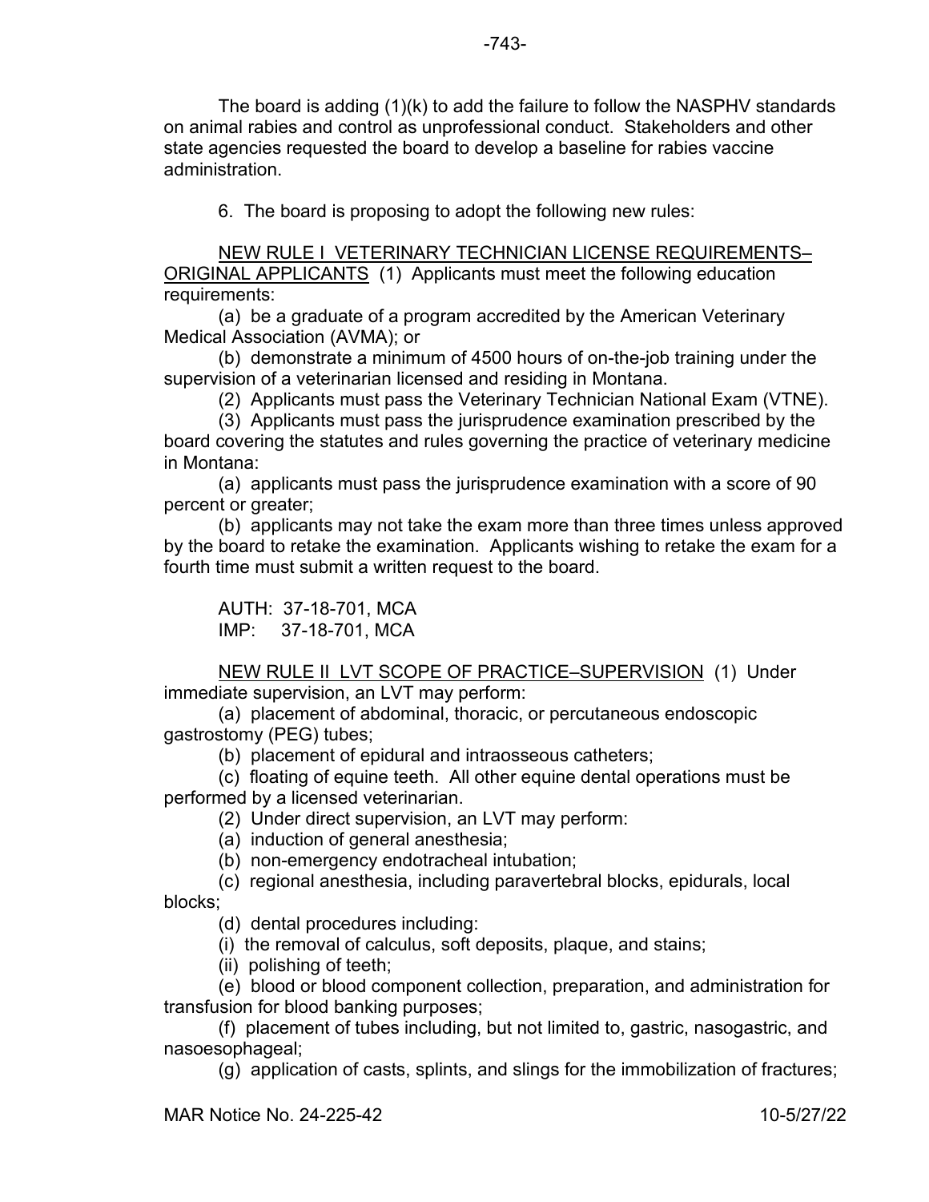The board is adding (1)(k) to add the failure to follow the NASPHV standards on animal rabies and control as unprofessional conduct. Stakeholders and other state agencies requested the board to develop a baseline for rabies vaccine administration.

6. The board is proposing to adopt the following new rules:

NEW RULE I VETERINARY TECHNICIAN LICENSE REQUIREMENTS–ORIGINAL APPLICANTS (1) Applicants must meet the following education requirements:

(a) be a graduate of a program accredited by the American Veterinary Medical Association (AVMA); or

(b) demonstrate a minimum of 4500 hours of on-the-job training under the supervision of a veterinarian licensed and residing in Montana.

(2) Applicants must pass the Veterinary Technician National Exam (VTNE).

(3) Applicants must pass the jurisprudence examination prescribed by the board covering the statutes and rules governing the practice of veterinary medicine in Montana:

(a) applicants must pass the jurisprudence examination with a score of 90 percent or greater;

(b) applicants may not take the exam more than three times unless approved by the board to retake the examination. Applicants wishing to retake the exam for a fourth time must submit a written request to the board.

AUTH: 37-18-701, MCA
IMP: 37-18-701, MCA

NEW RULE II LVT SCOPE OF PRACTICE–SUPERVISION (1) Under immediate supervision, an LVT may perform:

(a) placement of abdominal, thoracic, or percutaneous endoscopic gastrostomy (PEG) tubes;

(b) placement of epidural and intraosseous catheters;

(c) floating of equine teeth. All other equine dental operations must be performed by a licensed veterinarian.

(2) Under direct supervision, an LVT may perform:

(a) induction of general anesthesia;

(b) non-emergency endotracheal intubation;

(c) regional anesthesia, including paravertebral blocks, epidurals, local blocks;

(d) dental procedures including:

(i) the removal of calculus, soft deposits, plaque, and stains;

(ii) polishing of teeth;

(e) blood or blood component collection, preparation, and administration for transfusion for blood banking purposes;

(f) placement of tubes including, but not limited to, gastric, nasogastric, and nasoesophageal;

(g) application of casts, splints, and slings for the immobilization of fractures;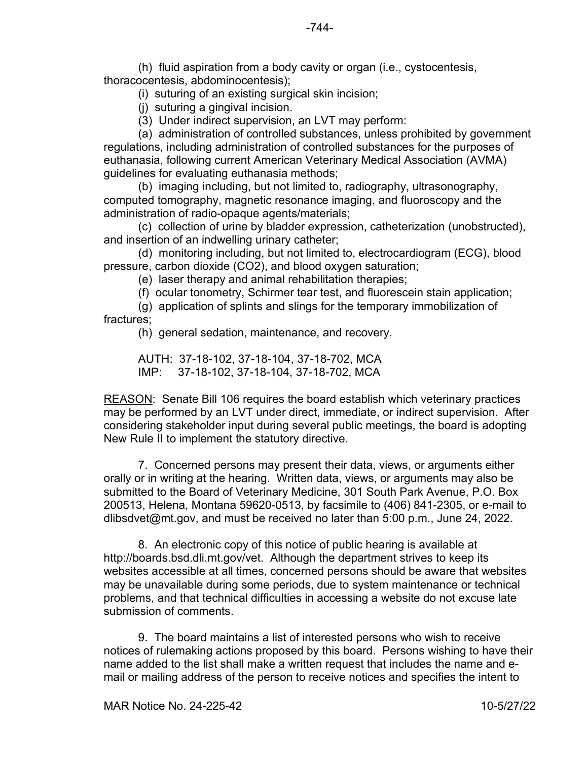(h) fluid aspiration from a body cavity or organ (i.e., cystocentesis, thoracocentesis, abdominocentesis);

(i) suturing of an existing surgical skin incision;

(j) suturing a gingival incision.

(3) Under indirect supervision, an LVT may perform:

(a) administration of controlled substances, unless prohibited by government regulations, including administration of controlled substances for the purposes of euthanasia, following current American Veterinary Medical Association (AVMA) guidelines for evaluating euthanasia methods;

(b) imaging including, but not limited to, radiography, ultrasonography, computed tomography, magnetic resonance imaging, and fluoroscopy and the administration of radio-opaque agents/materials;

(c) collection of urine by bladder expression, catheterization (unobstructed), and insertion of an indwelling urinary catheter;

(d) monitoring including, but not limited to, electrocardiogram (ECG), blood pressure, carbon dioxide ($CO_2$), and blood oxygen saturation;

(e) laser therapy and animal rehabilitation therapies;

(f) ocular tonometry, Schirmer tear test, and fluorescein stain application;

(g) application of splints and slings for the temporary immobilization of fractures;

(h) general sedation, maintenance, and recovery.

AUTH: 37-18-102, 37-18-104, 37-18-702, MCA
IMP: 37-18-102, 37-18-104, 37-18-702, MCA

REASON: Senate Bill 106 requires the board establish which veterinary practices may be performed by an LVT under direct, immediate, or indirect supervision. After considering stakeholder input during several public meetings, the board is adopting New Rule II to implement the statutory directive.

7. Concerned persons may present their data, views, or arguments either orally or in writing at the hearing. Written data, views, or arguments may also be submitted to the Board of Veterinary Medicine, 301 South Park Avenue, P.O. Box 200513, Helena, Montana 59620-0513, by facsimile to (406) 841-2305, or e-mail to dlibsdvet@mt.gov, and must be received no later than 5:00 p.m., June 24, 2022.

8. An electronic copy of this notice of public hearing is available at http://boards.bsd.dli.mt.gov/vet. Although the department strives to keep its websites accessible at all times, concerned persons should be aware that websites may be unavailable during some periods, due to system maintenance or technical problems, and that technical difficulties in accessing a website do not excuse late submission of comments.

9. The board maintains a list of interested persons who wish to receive notices of rulemaking actions proposed by this board. Persons wishing to have their name added to the list shall make a written request that includes the name and e-mail or mailing address of the person to receive notices and specifies the intent to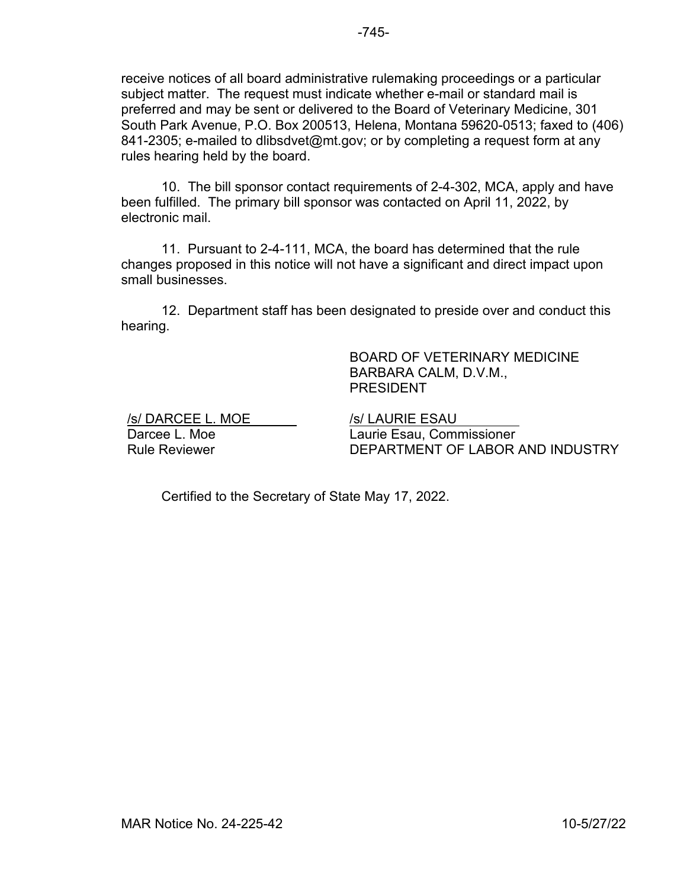receive notices of all board administrative rulemaking proceedings or a particular subject matter. The request must indicate whether e-mail or standard mail is preferred and may be sent or delivered to the Board of Veterinary Medicine, 301 South Park Avenue, P.O. Box 200513, Helena, Montana 59620-0513; faxed to (406) 841-2305; e-mailed to dlibsdvet@mt.gov; or by completing a request form at any rules hearing held by the board.

10. The bill sponsor contact requirements of 2-4-302, MCA, apply and have been fulfilled. The primary bill sponsor was contacted on April 11, 2022, by electronic mail.

11. Pursuant to 2-4-111, MCA, the board has determined that the rule changes proposed in this notice will not have a significant and direct impact upon small businesses.

12. Department staff has been designated to preside over and conduct this hearing.

BOARD OF VETERINARY MEDICINE
BARBARA CALM, D.V.M.,
PRESIDENT

/s/ DARCEE L. MOE
Darcee L. Moe
Rule Reviewer

/s/ LAURIE ESAU
Laurie Esau, Commissioner
DEPARTMENT OF LABOR AND INDUSTRY

Certified to the Secretary of State May 17, 2022.